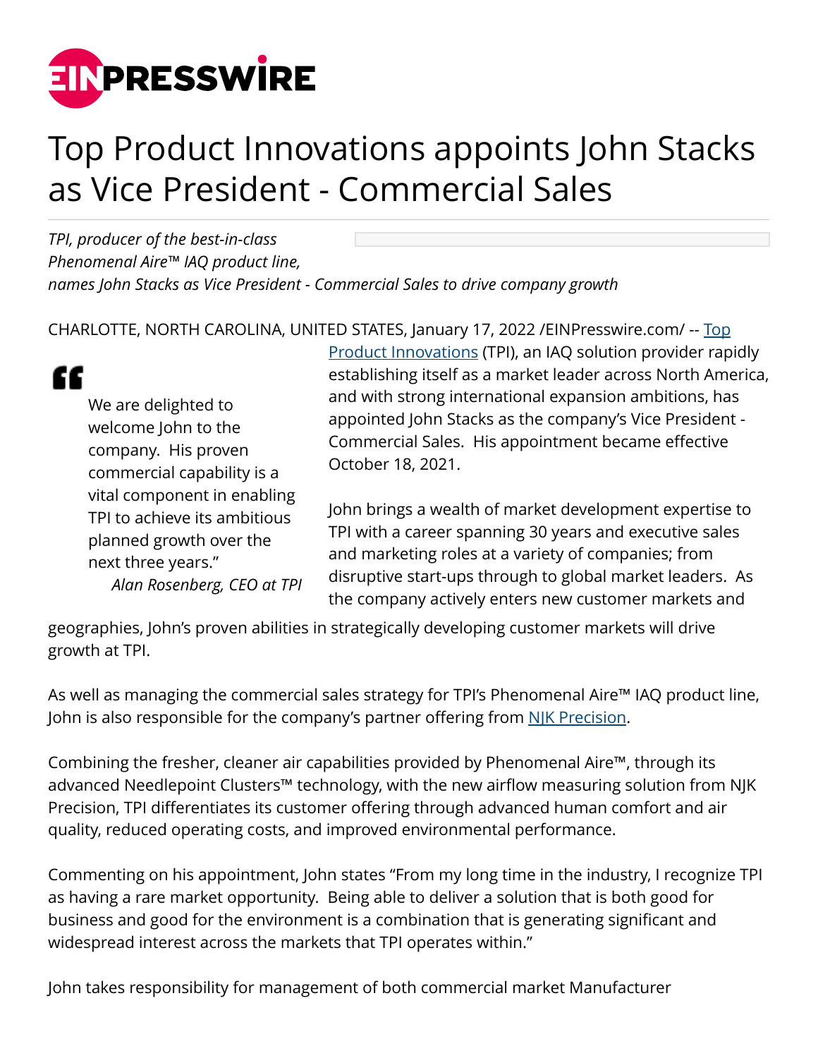# Top Product Innovations appoints John Stacks as Vice President - Commercial Sales

*TPI, producer of the best-in-class Phenomenal Aire™ IAQ product line, names John Stacks as Vice President - Commercial Sales to drive company growth*

CHARLOTTE, NORTH CAROLINA, UNITED STATES, January 17, 2022 /EINPresswire.com/ -- Top Product Innovations (TPI), an IAQ solution provider rapidly establishing itself as a market leader across North America, and with strong international expansion ambitions, has appointed John Stacks as the company's Vice President - Commercial Sales. His appointment became effective October 18, 2021.

> "We are delighted to welcome John to the company. His proven commercial capability is a vital component in enabling TPI to achieve its ambitious planned growth over the next three years."
>
> *Alan Rosenberg, CEO at TPI*

John brings a wealth of market development expertise to TPI with a career spanning 30 years and executive sales and marketing roles at a variety of companies; from disruptive start-ups through to global market leaders. As the company actively enters new customer markets and geographies, John's proven abilities in strategically developing customer markets will drive growth at TPI.

As well as managing the commercial sales strategy for TPI's Phenomenal Aire™ IAQ product line, John is also responsible for the company's partner offering from NJK Precision.

Combining the fresher, cleaner air capabilities provided by Phenomenal Aire™, through its advanced Needlepoint Clusters™ technology, with the new airflow measuring solution from NJK Precision, TPI differentiates its customer offering through advanced human comfort and air quality, reduced operating costs, and improved environmental performance.

Commenting on his appointment, John states "From my long time in the industry, I recognize TPI as having a rare market opportunity. Being able to deliver a solution that is both good for business and good for the environment is a combination that is generating significant and widespread interest across the markets that TPI operates within."

John takes responsibility for management of both commercial market Manufacturer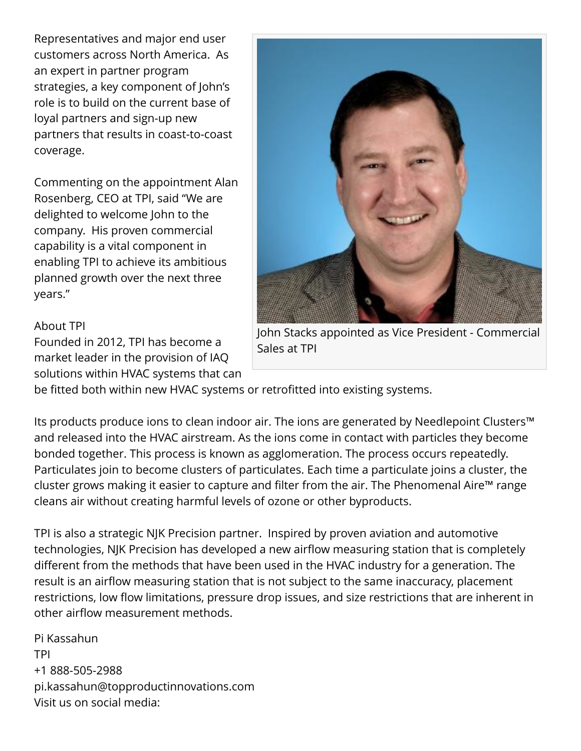Representatives and major end user customers across North America. As an expert in partner program strategies, a key component of John's role is to build on the current base of loyal partners and sign-up new partners that results in coast-to-coast coverage.

Commenting on the appointment Alan Rosenberg, CEO at TPI, said "We are delighted to welcome John to the company. His proven commercial capability is a vital component in enabling TPI to achieve its ambitious planned growth over the next three years."

John Stacks appointed as Vice President - Commercial Sales at TPI

About TPI
Founded in 2012, TPI has become a market leader in the provision of IAQ solutions within HVAC systems that can be fitted both within new HVAC systems or retrofitted into existing systems.

Its products produce ions to clean indoor air. The ions are generated by Needlepoint Clusters™ and released into the HVAC airstream. As the ions come in contact with particles they become bonded together. This process is known as agglomeration. The process occurs repeatedly. Particulates join to become clusters of particulates. Each time a particulate joins a cluster, the cluster grows making it easier to capture and filter from the air. The Phenomenal Aire™ range cleans air without creating harmful levels of ozone or other byproducts.

TPI is also a strategic NJK Precision partner. Inspired by proven aviation and automotive technologies, NJK Precision has developed a new airflow measuring station that is completely different from the methods that have been used in the HVAC industry for a generation. The result is an airflow measuring station that is not subject to the same inaccuracy, placement restrictions, low flow limitations, pressure drop issues, and size restrictions that are inherent in other airflow measurement methods.

Pi Kassahun
TPI
+1 888-505-2988
pi.kassahun@topproductinnovations.com
Visit us on social media: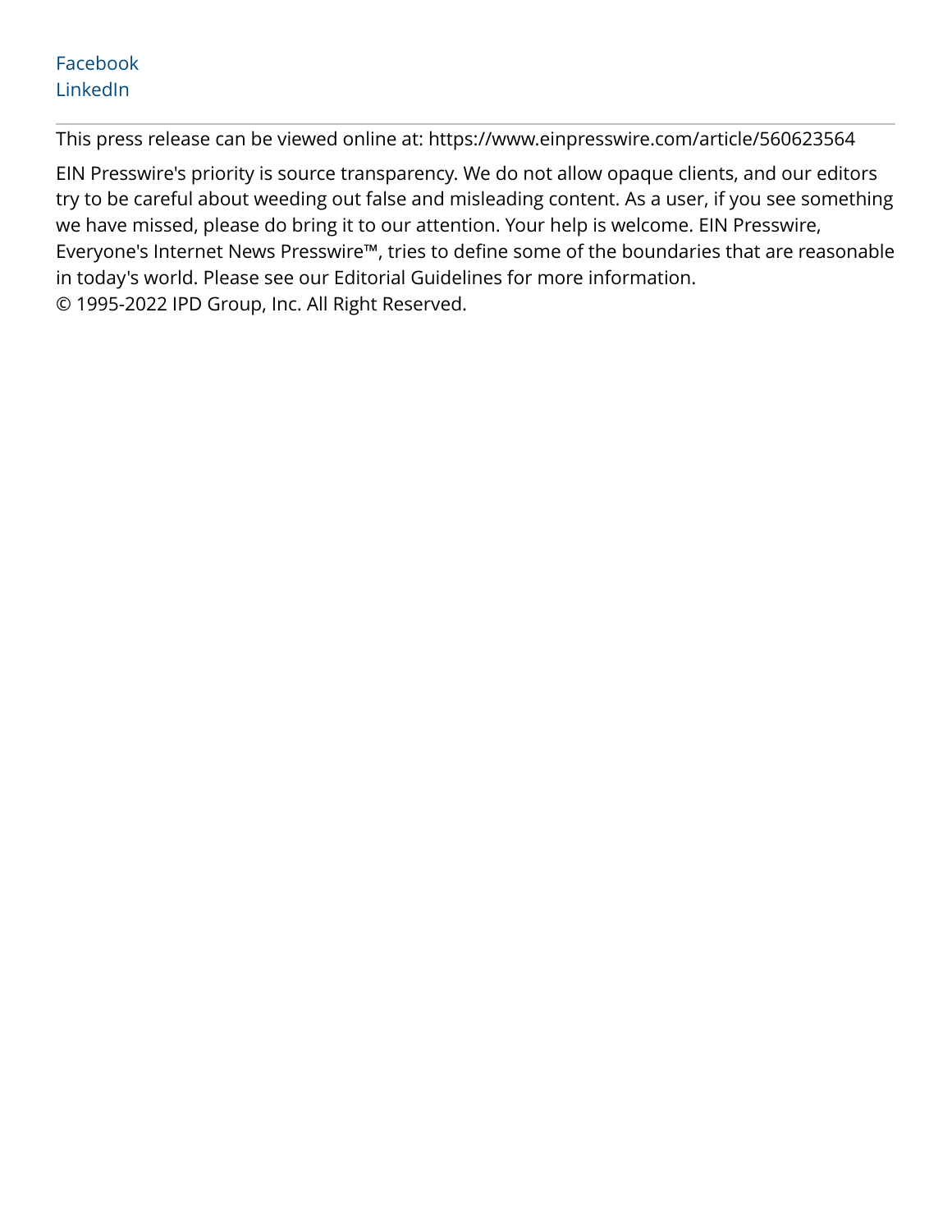Facebook
LinkedIn

---

This press release can be viewed online at: https://www.einpresswire.com/article/560623564

EIN Presswire's priority is source transparency. We do not allow opaque clients, and our editors try to be careful about weeding out false and misleading content. As a user, if you see something we have missed, please do bring it to our attention. Your help is welcome. EIN Presswire, Everyone's Internet News Presswire™, tries to define some of the boundaries that are reasonable in today's world. Please see our Editorial Guidelines for more information.
© 1995-2022 IPD Group, Inc. All Right Reserved.